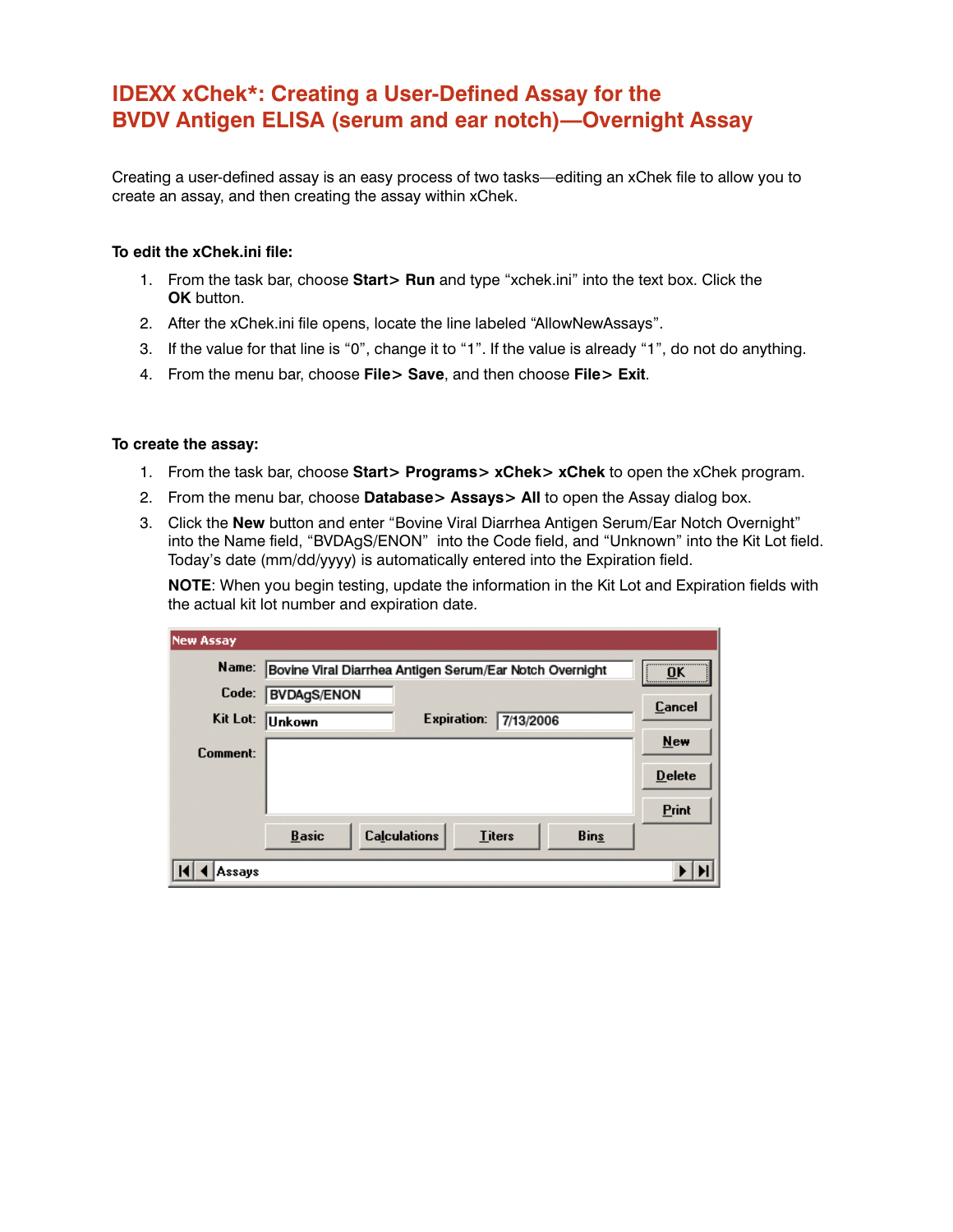# IDEXX xChek*: Creating a User-Defined Assay for the BVDV Antigen ELISA (serum and ear notch)—Overnight Assay

Creating a user-defined assay is an easy process of two tasks—editing an xChek file to allow you to create an assay, and then creating the assay within xChek.

**To edit the xChek.ini file:**

1. From the task bar, choose **Start> Run** and type "xchek.ini" into the text box. Click the **OK** button.
2. After the xChek.ini file opens, locate the line labeled "AllowNewAssays".
3. If the value for that line is "0", change it to "1". If the value is already "1", do not do anything.
4. From the menu bar, choose **File> Save**, and then choose **File> Exit**.

**To create the assay:**

1. From the task bar, choose **Start> Programs> xChek> xChek** to open the xChek program.
2. From the menu bar, choose **Database> Assays> All** to open the Assay dialog box.
3. Click the **New** button and enter "Bovine Viral Diarrhea Antigen Serum/Ear Notch Overnight" into the Name field, "BVDAgS/ENON" into the Code field, and "Unknown" into the Kit Lot field. Today's date (mm/dd/yyyy) is automatically entered into the Expiration field.

   **NOTE**: When you begin testing, update the information in the Kit Lot and Expiration fields with the actual kit lot number and expiration date.

New Assay

Name: Bovine Viral Diarrhea Antigen Serum/Ear Notch Overnight

Code: BVDAgS/ENON

Kit Lot: Unkown    Expiration: 7/13/2006

Comment:

OK | Cancel | New | Delete | Print

Basic | Calculations | Titers | Bins

Assays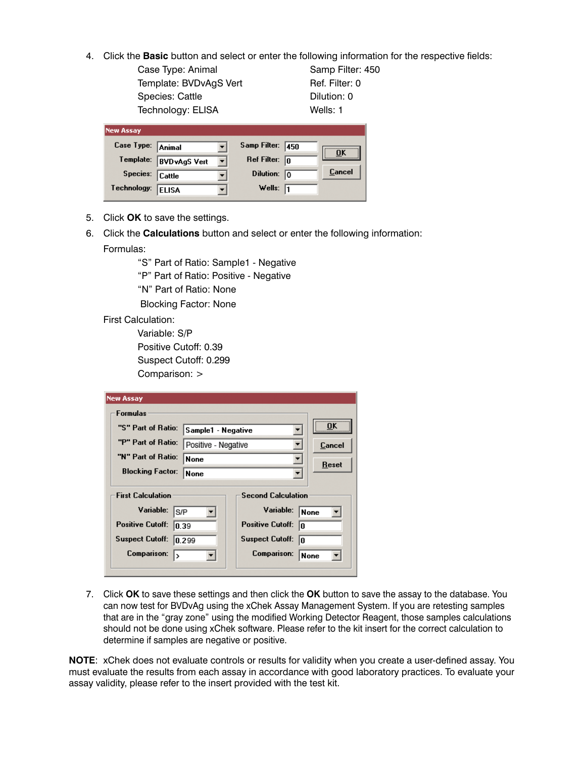4. Click the **Basic** button and select or enter the following information for the respective fields:

   | | |
   |---|---|
   | Case Type: Animal | Samp Filter: 450 |
   | Template: BVDvAgS Vert | Ref. Filter: 0 |
   | Species: Cattle | Dilution: 0 |
   | Technology: ELISA | Wells: 1 |

   **New Assay**

   | | | | | |
   |---|---|---|---|---|
   | Case Type: | Animal | Samp Filter: | 450 | OK |
   | Template: | BVDvAgS Vert | Ref Filter: | 0 | Cancel |
   | Species: | Cattle | Dilution: | 0 | |
   | Technology: | ELISA | Wells: | 1 | |

5. Click **OK** to save the settings.
6. Click the **Calculations** button and select or enter the following information:

   Formulas:

   "S" Part of Ratio: Sample1 - Negative
   "P" Part of Ratio: Positive - Negative
   "N" Part of Ratio: None
   Blocking Factor: None

   First Calculation:

   Variable: S/P
   Positive Cutoff: 0.39
   Suspect Cutoff: 0.299
   Comparison: >

   **New Assay**

   Formulas

   | | | |
   |---|---|---|
   | "S" Part of Ratio: | Sample1 - Negative | OK |
   | "P" Part of Ratio: | Positive - Negative | Cancel |
   | "N" Part of Ratio: | None | Reset |
   | Blocking Factor: | None | |

   | First Calculation | | Second Calculation | |
   |---|---|---|---|
   | Variable: | S/P | Variable: | None |
   | Positive Cutoff: | 0.39 | Positive Cutoff: | 0 |
   | Suspect Cutoff: | 0.299 | Suspect Cutoff: | 0 |
   | Comparison: | > | Comparison: | None |

7. Click **OK** to save these settings and then click the **OK** button to save the assay to the database. You can now test for BVDvAg using the xChek Assay Management System. If you are retesting samples that are in the "gray zone" using the modified Working Detector Reagent, those samples calculations should not be done using xChek software. Please refer to the kit insert for the correct calculation to determine if samples are negative or positive.

**NOTE**: xChek does not evaluate controls or results for validity when you create a user-defined assay. You must evaluate the results from each assay in accordance with good laboratory practices. To evaluate your assay validity, please refer to the insert provided with the test kit.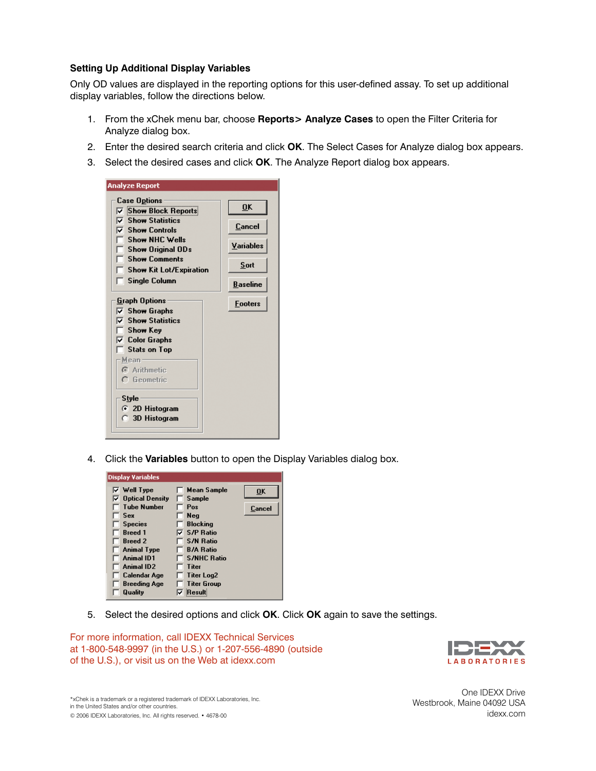### Setting Up Additional Display Variables

Only OD values are displayed in the reporting options for this user-defined assay. To set up additional display variables, follow the directions below.

1. From the xChek menu bar, choose **Reports> Analyze Cases** to open the Filter Criteria for Analyze dialog box.
2. Enter the desired search criteria and click **OK**. The Select Cases for Analyze dialog box appears.
3. Select the desired cases and click **OK**. The Analyze Report dialog box appears.

Analyze Report

Case Options
- [x] Show Block Reports
- [x] Show Statistics
- [x] Show Controls
- [ ] Show NHC Wells
- [ ] Show Original ODs
- [ ] Show Comments
- [ ] Show Kit Lot/Expiration
- [ ] Single Column

Graph Options
- [x] Show Graphs
- [x] Show Statistics
- [ ] Show Key
- [x] Color Graphs
- [ ] Stats on Top

Mean
- (•) Arithmetic
- ( ) Geometric

Style
- (•) 2D Histogram
- ( ) 3D Histogram

OK | Cancel | Variables | Sort | Baseline | Footers

4. Click the **Variables** button to open the Display Variables dialog box.

Display Variables

- [x] Well Type
- [x] Optical Density
- [ ] Tube Number
- [ ] Sex
- [ ] Species
- [ ] Breed 1
- [ ] Breed 2
- [ ] Animal Type
- [ ] Animal ID1
- [ ] Animal ID2
- [ ] Calendar Age
- [ ] Breeding Age
- [ ] Quality
- [ ] Mean Sample
- [ ] Sample
- [ ] Pos
- [ ] Neg
- [ ] Blocking
- [x] S/P Ratio
- [ ] S/N Ratio
- [ ] B/A Ratio
- [ ] S/NHC Ratio
- [ ] Titer
- [ ] Titer Log2
- [ ] Titer Group
- [x] Result

OK | Cancel

5. Select the desired options and click **OK**. Click **OK** again to save the settings.

For more information, call IDEXX Technical Services at 1-800-548-9997 (in the U.S.) or 1-207-556-4890 (outside of the U.S.), or visit us on the Web at idexx.com

IDEXX LABORATORIES

*xChek is a trademark or a registered trademark of IDEXX Laboratories, Inc. in the United States and/or other countries.

© 2006 IDEXX Laboratories, Inc. All rights reserved. • 4678-00

One IDEXX Drive
Westbrook, Maine 04092 USA
idexx.com